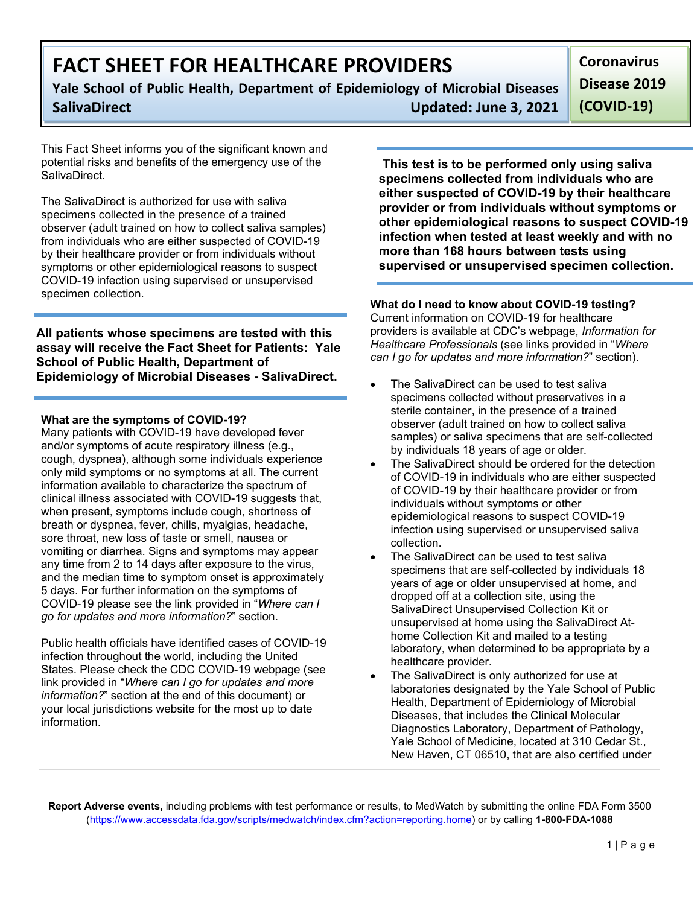# FACT SHEET FOR HEALTHCARE PROVIDERS

**Yale School of Public Health, Department of Epidemiology of Microbial Diseases**

**SalivaDirect** **Updated: June 3, 2021**

**Coronavirus Disease 2019 (COVID-19)**

This Fact Sheet informs you of the significant known and potential risks and benefits of the emergency use of the SalivaDirect.

The SalivaDirect is authorized for use with saliva specimens collected in the presence of a trained observer (adult trained on how to collect saliva samples) from individuals who are either suspected of COVID-19 by their healthcare provider or from individuals without symptoms or other epidemiological reasons to suspect COVID-19 infection using supervised or unsupervised specimen collection.

**All patients whose specimens are tested with this assay will receive the Fact Sheet for Patients: Yale School of Public Health, Department of Epidemiology of Microbial Diseases - SalivaDirect.**

**What are the symptoms of COVID-19?**

Many patients with COVID-19 have developed fever and/or symptoms of acute respiratory illness (e.g., cough, dyspnea), although some individuals experience only mild symptoms or no symptoms at all. The current information available to characterize the spectrum of clinical illness associated with COVID-19 suggests that, when present, symptoms include cough, shortness of breath or dyspnea, fever, chills, myalgias, headache, sore throat, new loss of taste or smell, nausea or vomiting or diarrhea. Signs and symptoms may appear any time from 2 to 14 days after exposure to the virus, and the median time to symptom onset is approximately 5 days. For further information on the symptoms of COVID-19 please see the link provided in "*Where can I go for updates and more information?*" section.

Public health officials have identified cases of COVID-19 infection throughout the world, including the United States. Please check the CDC COVID-19 webpage (see link provided in "*Where can I go for updates and more information?*" section at the end of this document) or your local jurisdictions website for the most up to date information.

**This test is to be performed only using saliva specimens collected from individuals who are either suspected of COVID-19 by their healthcare provider or from individuals without symptoms or other epidemiological reasons to suspect COVID-19 infection when tested at least weekly and with no more than 168 hours between tests using supervised or unsupervised specimen collection.**

**What do I need to know about COVID-19 testing?**

Current information on COVID-19 for healthcare providers is available at CDC's webpage, *Information for Healthcare Professionals* (see links provided in "*Where can I go for updates and more information?*" section).

- The SalivaDirect can be used to test saliva specimens collected without preservatives in a sterile container, in the presence of a trained observer (adult trained on how to collect saliva samples) or saliva specimens that are self-collected by individuals 18 years of age or older.
- The SalivaDirect should be ordered for the detection of COVID-19 in individuals who are either suspected of COVID-19 by their healthcare provider or from individuals without symptoms or other epidemiological reasons to suspect COVID-19 infection using supervised or unsupervised saliva collection.
- The SalivaDirect can be used to test saliva specimens that are self-collected by individuals 18 years of age or older unsupervised at home, and dropped off at a collection site, using the SalivaDirect Unsupervised Collection Kit or unsupervised at home using the SalivaDirect At-home Collection Kit and mailed to a testing laboratory, when determined to be appropriate by a healthcare provider.
- The SalivaDirect is only authorized for use at laboratories designated by the Yale School of Public Health, Department of Epidemiology of Microbial Diseases, that includes the Clinical Molecular Diagnostics Laboratory, Department of Pathology, Yale School of Medicine, located at 310 Cedar St., New Haven, CT 06510, that are also certified under

**Report Adverse events,** including problems with test performance or results, to MedWatch by submitting the online FDA Form 3500 (https://www.accessdata.fda.gov/scripts/medwatch/index.cfm?action=reporting.home) or by calling **1-800-FDA-1088**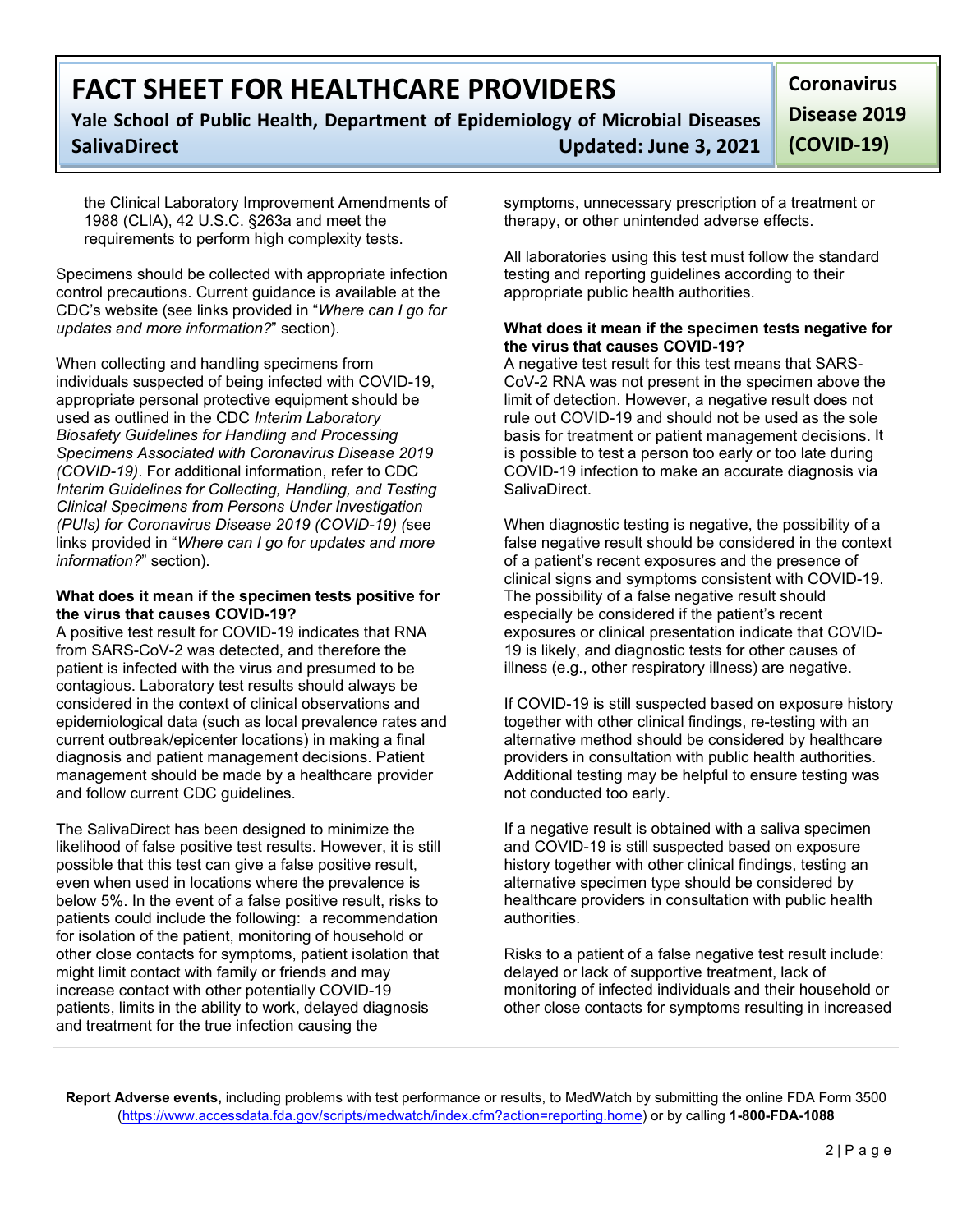the Clinical Laboratory Improvement Amendments of 1988 (CLIA), 42 U.S.C. §263a and meet the requirements to perform high complexity tests.

Specimens should be collected with appropriate infection control precautions. Current guidance is available at the CDC's website (see links provided in "*Where can I go for updates and more information?*" section).

When collecting and handling specimens from individuals suspected of being infected with COVID-19, appropriate personal protective equipment should be used as outlined in the CDC *Interim Laboratory Biosafety Guidelines for Handling and Processing Specimens Associated with Coronavirus Disease 2019 (COVID-19)*. For additional information, refer to CDC *Interim Guidelines for Collecting, Handling, and Testing Clinical Specimens from Persons Under Investigation (PUIs) for Coronavirus Disease 2019 (COVID-19) (*see links provided in "*Where can I go for updates and more information?*" section).

**What does it mean if the specimen tests positive for the virus that causes COVID-19?**

A positive test result for COVID-19 indicates that RNA from SARS-CoV-2 was detected, and therefore the patient is infected with the virus and presumed to be contagious. Laboratory test results should always be considered in the context of clinical observations and epidemiological data (such as local prevalence rates and current outbreak/epicenter locations) in making a final diagnosis and patient management decisions. Patient management should be made by a healthcare provider and follow current CDC guidelines.

The SalivaDirect has been designed to minimize the likelihood of false positive test results. However, it is still possible that this test can give a false positive result, even when used in locations where the prevalence is below 5%. In the event of a false positive result, risks to patients could include the following: a recommendation for isolation of the patient, monitoring of household or other close contacts for symptoms, patient isolation that might limit contact with family or friends and may increase contact with other potentially COVID-19 patients, limits in the ability to work, delayed diagnosis and treatment for the true infection causing the symptoms, unnecessary prescription of a treatment or therapy, or other unintended adverse effects.

All laboratories using this test must follow the standard testing and reporting guidelines according to their appropriate public health authorities.

**What does it mean if the specimen tests negative for the virus that causes COVID-19?**

A negative test result for this test means that SARS-CoV-2 RNA was not present in the specimen above the limit of detection. However, a negative result does not rule out COVID-19 and should not be used as the sole basis for treatment or patient management decisions. It is possible to test a person too early or too late during COVID-19 infection to make an accurate diagnosis via SalivaDirect.

When diagnostic testing is negative, the possibility of a false negative result should be considered in the context of a patient's recent exposures and the presence of clinical signs and symptoms consistent with COVID-19. The possibility of a false negative result should especially be considered if the patient's recent exposures or clinical presentation indicate that COVID-19 is likely, and diagnostic tests for other causes of illness (e.g., other respiratory illness) are negative.

If COVID-19 is still suspected based on exposure history together with other clinical findings, re-testing with an alternative method should be considered by healthcare providers in consultation with public health authorities. Additional testing may be helpful to ensure testing was not conducted too early.

If a negative result is obtained with a saliva specimen and COVID-19 is still suspected based on exposure history together with other clinical findings, testing an alternative specimen type should be considered by healthcare providers in consultation with public health authorities.

Risks to a patient of a false negative test result include: delayed or lack of supportive treatment, lack of monitoring of infected individuals and their household or other close contacts for symptoms resulting in increased

**Report Adverse events,** including problems with test performance or results, to MedWatch by submitting the online FDA Form 3500 (https://www.accessdata.fda.gov/scripts/medwatch/index.cfm?action=reporting.home) or by calling **1-800-FDA-1088**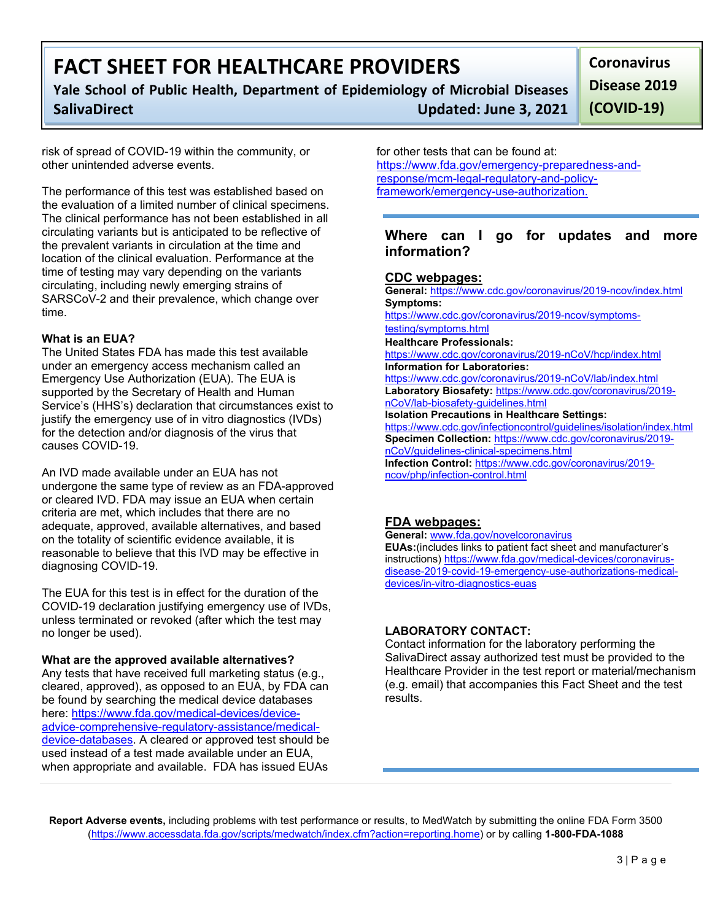risk of spread of COVID-19 within the community, or other unintended adverse events.

The performance of this test was established based on the evaluation of a limited number of clinical specimens. The clinical performance has not been established in all circulating variants but is anticipated to be reflective of the prevalent variants in circulation at the time and location of the clinical evaluation. Performance at the time of testing may vary depending on the variants circulating, including newly emerging strains of SARSCoV-2 and their prevalence, which change over time.

**What is an EUA?**

The United States FDA has made this test available under an emergency access mechanism called an Emergency Use Authorization (EUA). The EUA is supported by the Secretary of Health and Human Service's (HHS's) declaration that circumstances exist to justify the emergency use of in vitro diagnostics (IVDs) for the detection and/or diagnosis of the virus that causes COVID-19.

An IVD made available under an EUA has not undergone the same type of review as an FDA-approved or cleared IVD. FDA may issue an EUA when certain criteria are met, which includes that there are no adequate, approved, available alternatives, and based on the totality of scientific evidence available, it is reasonable to believe that this IVD may be effective in diagnosing COVID-19.

The EUA for this test is in effect for the duration of the COVID-19 declaration justifying emergency use of IVDs, unless terminated or revoked (after which the test may no longer be used).

**What are the approved available alternatives?**

Any tests that have received full marketing status (e.g., cleared, approved), as opposed to an EUA, by FDA can be found by searching the medical device databases here: https://www.fda.gov/medical-devices/device-advice-comprehensive-regulatory-assistance/medical-device-databases. A cleared or approved test should be used instead of a test made available under an EUA, when appropriate and available. FDA has issued EUAs for other tests that can be found at: https://www.fda.gov/emergency-preparedness-and-response/mcm-legal-regulatory-and-policy-framework/emergency-use-authorization.

## Where can I go for updates and more information?

### CDC webpages:

**General:** https://www.cdc.gov/coronavirus/2019-ncov/index.html
**Symptoms:** https://www.cdc.gov/coronavirus/2019-ncov/symptoms-testing/symptoms.html
**Healthcare Professionals:** https://www.cdc.gov/coronavirus/2019-nCoV/hcp/index.html
**Information for Laboratories:** https://www.cdc.gov/coronavirus/2019-nCoV/lab/index.html
**Laboratory Biosafety:** https://www.cdc.gov/coronavirus/2019-nCoV/lab-biosafety-guidelines.html
**Isolation Precautions in Healthcare Settings:** https://www.cdc.gov/infectioncontrol/guidelines/isolation/index.html
**Specimen Collection:** https://www.cdc.gov/coronavirus/2019-nCoV/guidelines-clinical-specimens.html
**Infection Control:** https://www.cdc.gov/coronavirus/2019-ncov/php/infection-control.html

### FDA webpages:

**General:** www.fda.gov/novelcoronavirus
**EUAs:**(includes links to patient fact sheet and manufacturer's instructions) https://www.fda.gov/medical-devices/coronavirus-disease-2019-covid-19-emergency-use-authorizations-medical-devices/in-vitro-diagnostics-euas

**LABORATORY CONTACT:**

Contact information for the laboratory performing the SalivaDirect assay authorized test must be provided to the Healthcare Provider in the test report or material/mechanism (e.g. email) that accompanies this Fact Sheet and the test results.

**Report Adverse events,** including problems with test performance or results, to MedWatch by submitting the online FDA Form 3500 (https://www.accessdata.fda.gov/scripts/medwatch/index.cfm?action=reporting.home) or by calling **1-800-FDA-1088**